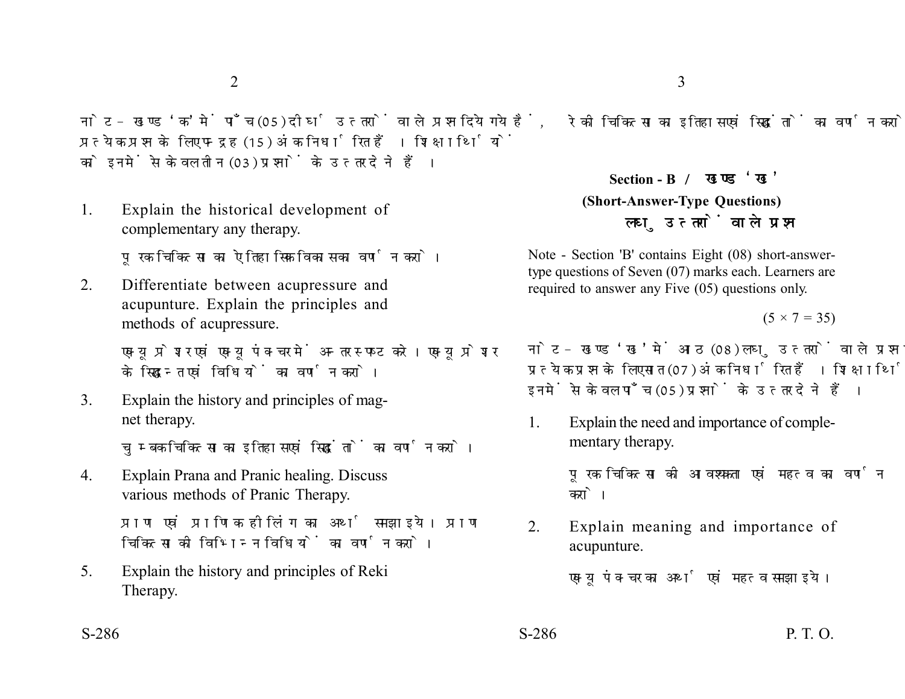नोट - खण्ड 'क' में पाँच (05) दीर्घ उत्तरों वाले प्रश्न दिये गये हैं, प्रत्येक प्रश्न के लिए पन्द्रह (15) अंक निर्धारित हैं। शिक्षार्थियों को इनमें से केवल तीन (03) प्रश्नों के उत्तर देने हैं।

1. Explain the historical development of complementary any therapy.

   पूरक चिकित्सा का ऐतिहासिक विकास का वर्णन करो।

2. Differentiate between acupressure and acupunture. Explain the principles and methods of acupressure.

   एक्यूप्रेशर एवं एक्यूपंक्चर में अन्तर स्पष्ट करें। एक्यूप्रेशर के सिद्धान्त एवं विधियों का वर्णन करो।

3. Explain the history and principles of magnet therapy.

   चुम्बक चिकित्सा का इतिहास एवं सिद्धांतों का वर्णन करो।

4. Explain Prana and Pranic healing. Discuss various methods of Pranic Therapy.

   प्राण एवं प्राणिक हीलिंग का अर्थ समझाइये। प्राण चिकित्सा की विभिन्न विधियों का वर्णन करो।

5. Explain the history and principles of Reki Therapy.

   रेकी चिकित्सा का इतिहास एवं सिद्धांतों का वर्णन करो।

## Section - B / खण्ड 'ख'

### (Short-Answer-Type Questions)

### लघु उत्तरों वाले प्रश्न

Note - Section 'B' contains Eight (08) short-answer-type questions of Seven (07) marks each. Learners are required to answer any Five (05) questions only.

$(5 \times 7 = 35)$

नोट - खण्ड 'ख' में आठ (08) लघु उत्तरों वाले प्रश्न दिये गये हैं, प्रत्येक प्रश्न के लिए सात (07) अंक निर्धारित हैं। शिक्षार्थियों को इनमें से केवल पाँच (05) प्रश्नों के उत्तर देने हैं।

1. Explain the need and importance of complementary therapy.

   पूरक चिकित्सा की आवश्यकता एवं महत्व का वर्णन करो।

2. Explain meaning and importance of acupunture.

   एक्यूपंक्चर का अर्थ एवं महत्व समझाइये।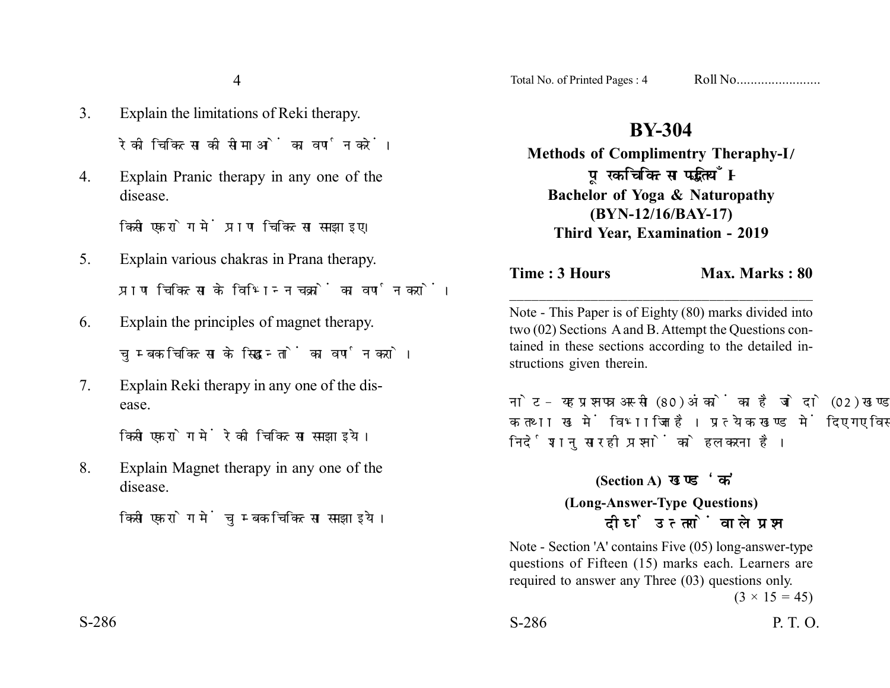3. Explain the limitations of Reki therapy.

   रेकी चिकित्सा की सीमाओं का वर्णन करें।

4. Explain Pranic therapy in any one of the disease.

   किसी एक रोग में प्राण चिकित्सा समझाइए।

5. Explain various chakras in Prana therapy.

   प्राण चिकित्सा के विभिन्न चक्रों का वर्णन करो।

6. Explain the principles of magnet therapy.

   चुम्बक चिकित्सा के सिद्धान्तों का वर्णन करो।

7. Explain Reki therapy in any one of the disease.

   किसी एक रोग में रेकी चिकित्सा समझाइये।

8. Explain Magnet therapy in any one of the disease.

   किसी एक रोग में चुम्बक चिकित्सा समझाइये।

S-286

Total No. of Printed Pages : 4 Roll No........................

# BY-304

## Methods of Complimentry Theraphy-I/ पूरक चिकित्सा पद्धतियाँ-I

## Bachelor of Yoga & Naturopathy (BYN-12/16/BAY-17)

## Third Year, Examination - 2019

**Time : 3 Hours** **Max. Marks : 80**

Note - This Paper is of Eighty (80) marks divided into two (02) Sections A and B. Attempt the Questions contained in these sections according to the detailed instructions given therein.

नोट - यह प्रश्नपत्र अस्सी (80) अंकों का है जो दो (02) खण्डों क तथा ख में विभाजित है। प्रत्येक खण्ड में दिए गए विस्तृत निर्देशानुसार ही प्रश्नों को हल करना है।

### (Section A) खण्ड 'क'

### (Long-Answer-Type Questions) दीर्घ उत्तरों वाले प्रश्न

Note - Section 'A' contains Five (05) long-answer-type questions of Fifteen (15) marks each. Learners are required to answer any Three (03) questions only.

$(3 \times 15 = 45)$

S-286 P. T. O.